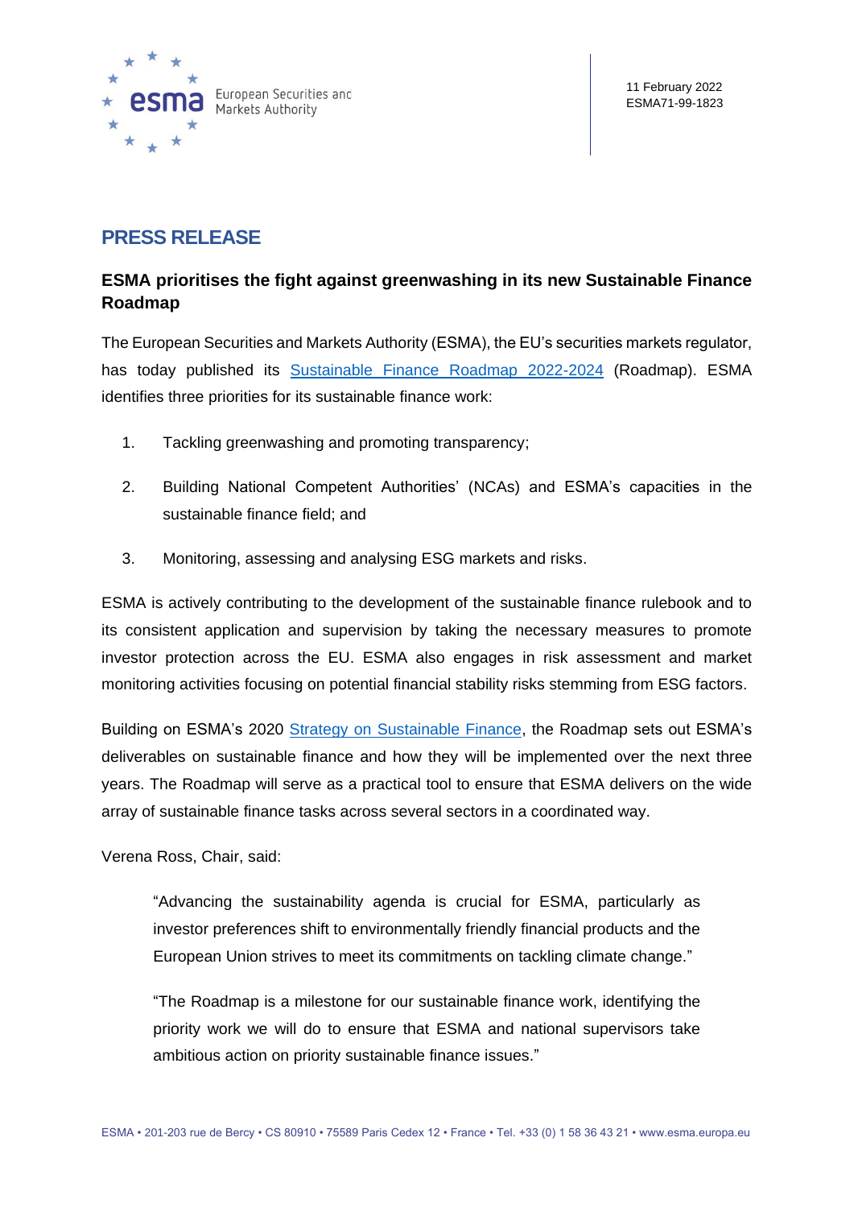11 February 2022
ESMA71-99-1823

# PRESS RELEASE

## ESMA prioritises the fight against greenwashing in its new Sustainable Finance Roadmap

The European Securities and Markets Authority (ESMA), the EU's securities markets regulator, has today published its Sustainable Finance Roadmap 2022-2024 (Roadmap). ESMA identifies three priorities for its sustainable finance work:

1. Tackling greenwashing and promoting transparency;
2. Building National Competent Authorities' (NCAs) and ESMA's capacities in the sustainable finance field; and
3. Monitoring, assessing and analysing ESG markets and risks.

ESMA is actively contributing to the development of the sustainable finance rulebook and to its consistent application and supervision by taking the necessary measures to promote investor protection across the EU. ESMA also engages in risk assessment and market monitoring activities focusing on potential financial stability risks stemming from ESG factors.

Building on ESMA's 2020 Strategy on Sustainable Finance, the Roadmap sets out ESMA's deliverables on sustainable finance and how they will be implemented over the next three years. The Roadmap will serve as a practical tool to ensure that ESMA delivers on the wide array of sustainable finance tasks across several sectors in a coordinated way.

Verena Ross, Chair, said:

> "Advancing the sustainability agenda is crucial for ESMA, particularly as investor preferences shift to environmentally friendly financial products and the European Union strives to meet its commitments on tackling climate change."
>
> "The Roadmap is a milestone for our sustainable finance work, identifying the priority work we will do to ensure that ESMA and national supervisors take ambitious action on priority sustainable finance issues."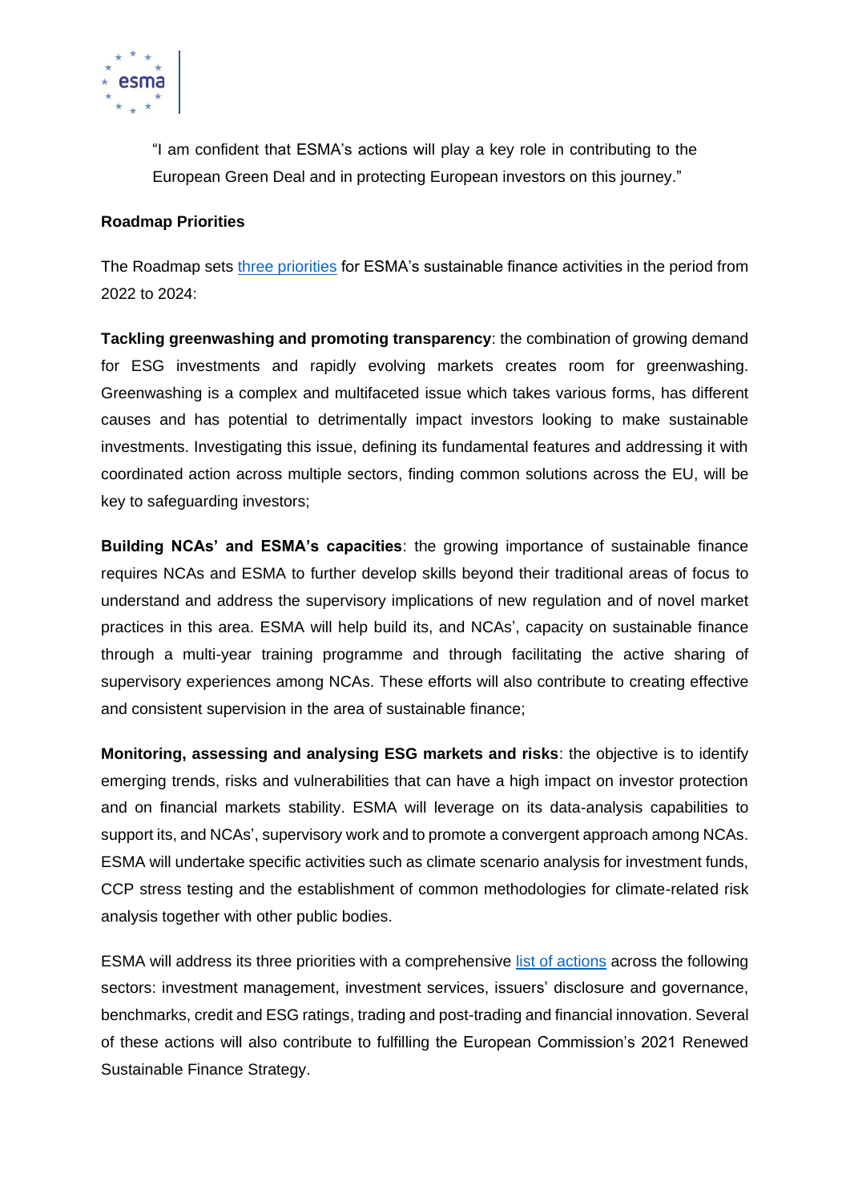"I am confident that ESMA's actions will play a key role in contributing to the European Green Deal and in protecting European investors on this journey."

**Roadmap Priorities**

The Roadmap sets three priorities for ESMA's sustainable finance activities in the period from 2022 to 2024:

**Tackling greenwashing and promoting transparency**: the combination of growing demand for ESG investments and rapidly evolving markets creates room for greenwashing. Greenwashing is a complex and multifaceted issue which takes various forms, has different causes and has potential to detrimentally impact investors looking to make sustainable investments. Investigating this issue, defining its fundamental features and addressing it with coordinated action across multiple sectors, finding common solutions across the EU, will be key to safeguarding investors;

**Building NCAs' and ESMA's capacities**: the growing importance of sustainable finance requires NCAs and ESMA to further develop skills beyond their traditional areas of focus to understand and address the supervisory implications of new regulation and of novel market practices in this area. ESMA will help build its, and NCAs', capacity on sustainable finance through a multi-year training programme and through facilitating the active sharing of supervisory experiences among NCAs. These efforts will also contribute to creating effective and consistent supervision in the area of sustainable finance;

**Monitoring, assessing and analysing ESG markets and risks**: the objective is to identify emerging trends, risks and vulnerabilities that can have a high impact on investor protection and on financial markets stability. ESMA will leverage on its data-analysis capabilities to support its, and NCAs', supervisory work and to promote a convergent approach among NCAs. ESMA will undertake specific activities such as climate scenario analysis for investment funds, CCP stress testing and the establishment of common methodologies for climate-related risk analysis together with other public bodies.

ESMA will address its three priorities with a comprehensive list of actions across the following sectors: investment management, investment services, issuers' disclosure and governance, benchmarks, credit and ESG ratings, trading and post-trading and financial innovation. Several of these actions will also contribute to fulfilling the European Commission's 2021 Renewed Sustainable Finance Strategy.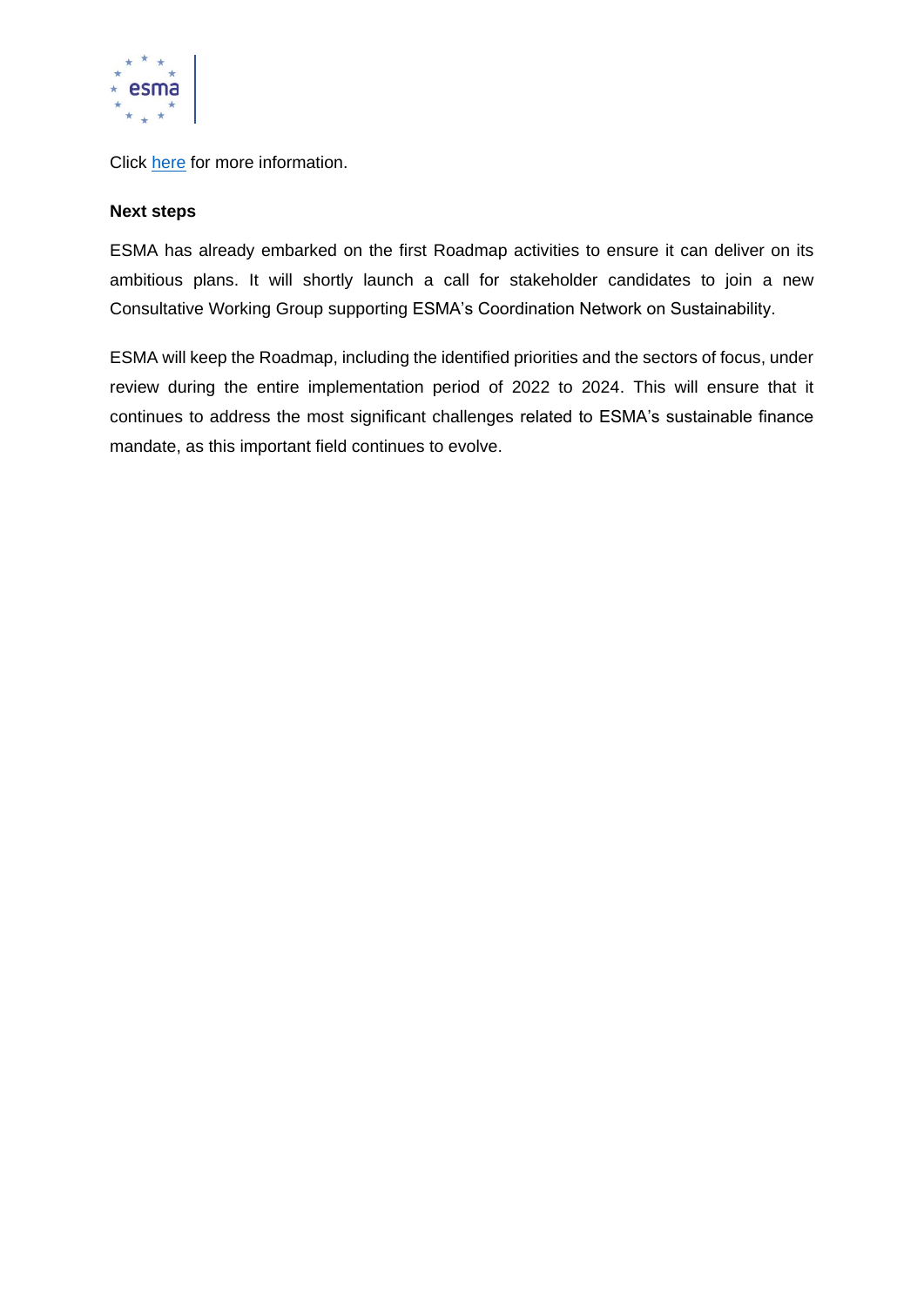Click here for more information.

**Next steps**

ESMA has already embarked on the first Roadmap activities to ensure it can deliver on its ambitious plans. It will shortly launch a call for stakeholder candidates to join a new Consultative Working Group supporting ESMA's Coordination Network on Sustainability.

ESMA will keep the Roadmap, including the identified priorities and the sectors of focus, under review during the entire implementation period of 2022 to 2024. This will ensure that it continues to address the most significant challenges related to ESMA's sustainable finance mandate, as this important field continues to evolve.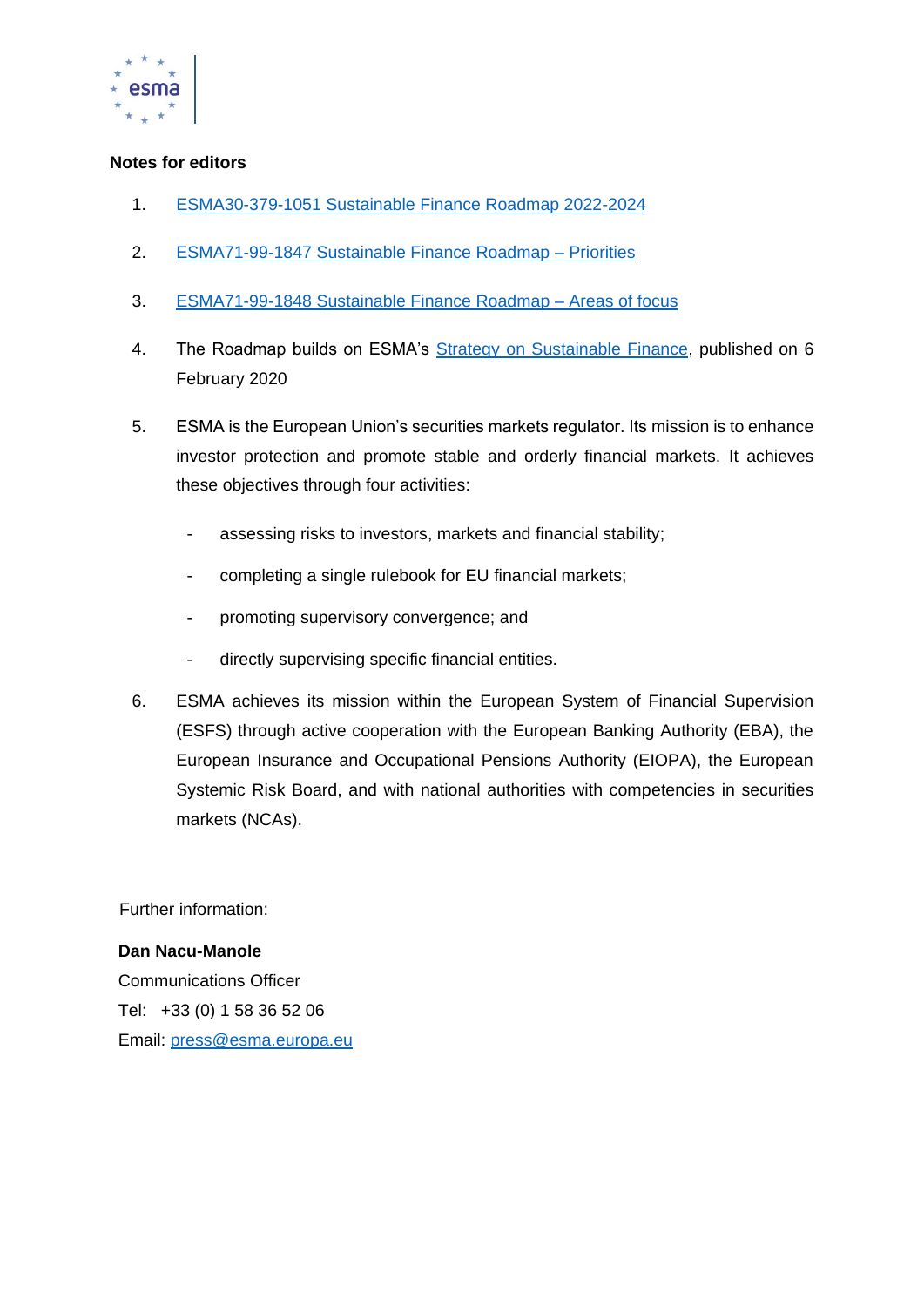**Notes for editors**

1. [ESMA30-379-1051 Sustainable Finance Roadmap 2022-2024]()

2. [ESMA71-99-1847 Sustainable Finance Roadmap – Priorities]()

3. [ESMA71-99-1848 Sustainable Finance Roadmap – Areas of focus]()

4. The Roadmap builds on ESMA's [Strategy on Sustainable Finance](), published on 6 February 2020

5. ESMA is the European Union's securities markets regulator. Its mission is to enhance investor protection and promote stable and orderly financial markets. It achieves these objectives through four activities:

   - assessing risks to investors, markets and financial stability;
   - completing a single rulebook for EU financial markets;
   - promoting supervisory convergence; and
   - directly supervising specific financial entities.

6. ESMA achieves its mission within the European System of Financial Supervision (ESFS) through active cooperation with the European Banking Authority (EBA), the European Insurance and Occupational Pensions Authority (EIOPA), the European Systemic Risk Board, and with national authorities with competencies in securities markets (NCAs).

Further information:

**Dan Nacu-Manole**
Communications Officer
Tel: +33 (0) 1 58 36 52 06
Email: [press@esma.europa.eu](mailto:press@esma.europa.eu)